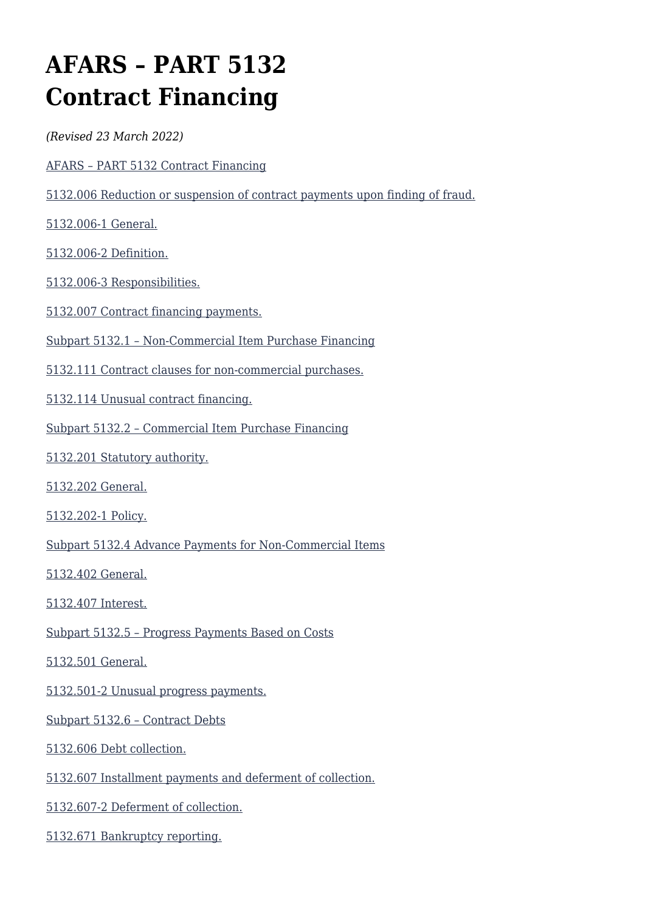# AFARS – PART 5132 Contract Financing

*(Revised 23 March 2022)*

AFARS – PART 5132 Contract Financing

5132.006 Reduction or suspension of contract payments upon finding of fraud.

5132.006-1 General.

5132.006-2 Definition.

5132.006-3 Responsibilities.

5132.007 Contract financing payments.

Subpart 5132.1 – Non-Commercial Item Purchase Financing

5132.111 Contract clauses for non-commercial purchases.

5132.114 Unusual contract financing.

Subpart 5132.2 – Commercial Item Purchase Financing

5132.201 Statutory authority.

5132.202 General.

5132.202-1 Policy.

Subpart 5132.4 Advance Payments for Non-Commercial Items

5132.402 General.

5132.407 Interest.

Subpart 5132.5 – Progress Payments Based on Costs

5132.501 General.

5132.501-2 Unusual progress payments.

Subpart 5132.6 – Contract Debts

5132.606 Debt collection.

5132.607 Installment payments and deferment of collection.

5132.607-2 Deferment of collection.

5132.671 Bankruptcy reporting.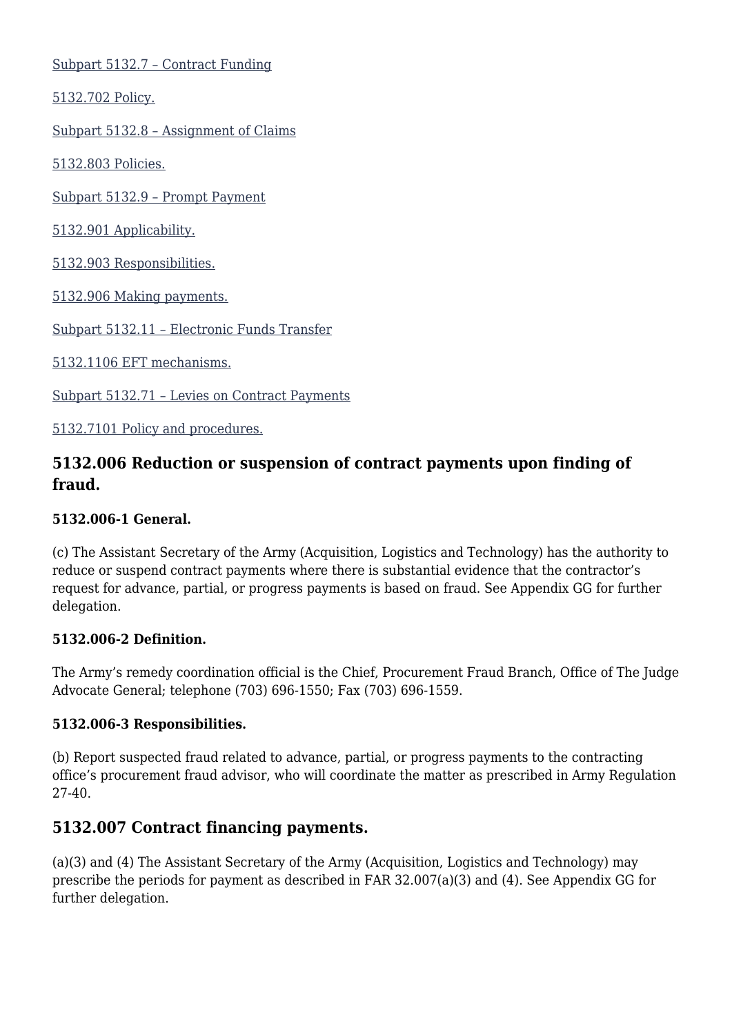[Subpart 5132.7 – Contract Funding]

[5132.702 Policy.]

[Subpart 5132.8 – Assignment of Claims]

[5132.803 Policies.]

[Subpart 5132.9 – Prompt Payment]

[5132.901 Applicability.]

[5132.903 Responsibilities.]

[5132.906 Making payments.]

[Subpart 5132.11 – Electronic Funds Transfer]

[5132.1106 EFT mechanisms.]

[Subpart 5132.71 – Levies on Contract Payments]

[5132.7101 Policy and procedures.]

## 5132.006 Reduction or suspension of contract payments upon finding of fraud.

### 5132.006-1 General.

(c) The Assistant Secretary of the Army (Acquisition, Logistics and Technology) has the authority to reduce or suspend contract payments where there is substantial evidence that the contractor's request for advance, partial, or progress payments is based on fraud. See Appendix GG for further delegation.

### 5132.006-2 Definition.

The Army's remedy coordination official is the Chief, Procurement Fraud Branch, Office of The Judge Advocate General; telephone (703) 696-1550; Fax (703) 696-1559.

### 5132.006-3 Responsibilities.

(b) Report suspected fraud related to advance, partial, or progress payments to the contracting office's procurement fraud advisor, who will coordinate the matter as prescribed in Army Regulation 27-40.

## 5132.007 Contract financing payments.

(a)(3) and (4) The Assistant Secretary of the Army (Acquisition, Logistics and Technology) may prescribe the periods for payment as described in FAR 32.007(a)(3) and (4). See Appendix GG for further delegation.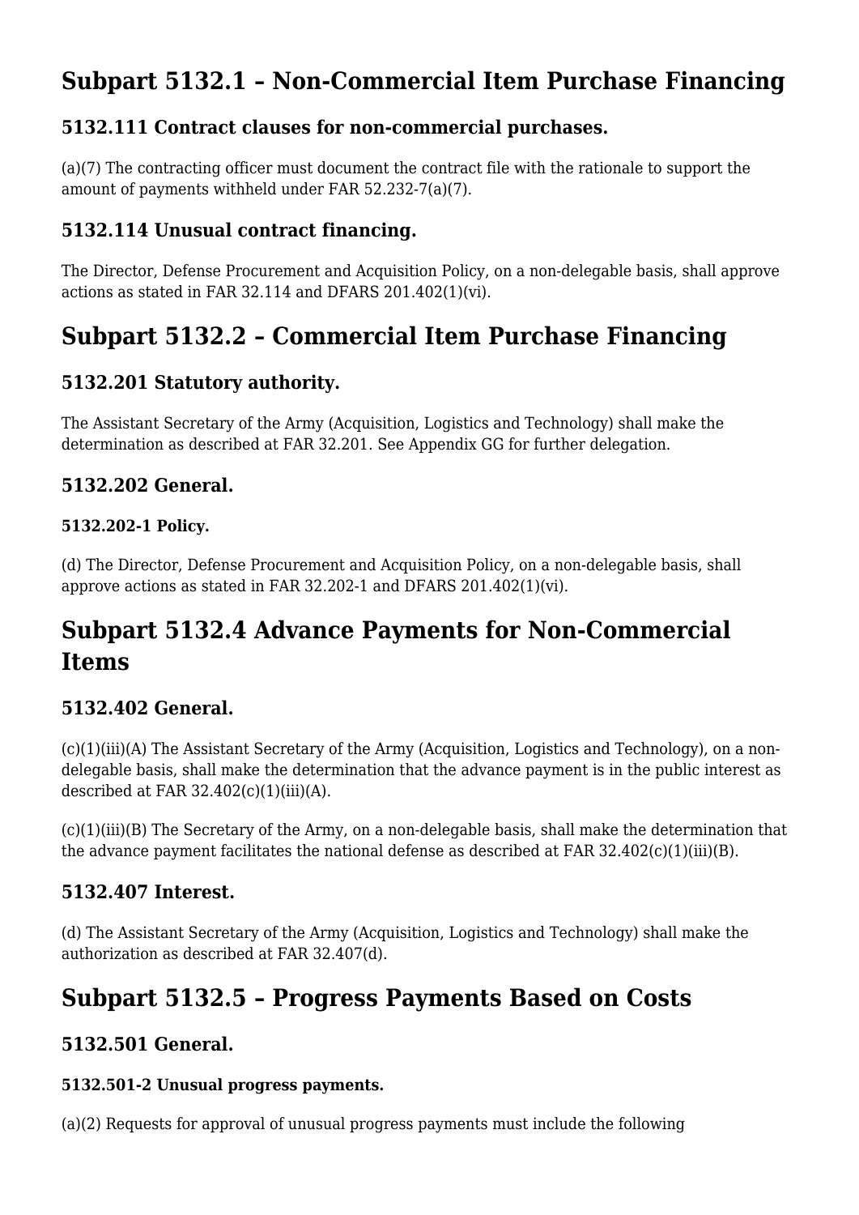# Subpart 5132.1 – Non-Commercial Item Purchase Financing

## 5132.111 Contract clauses for non-commercial purchases.

(a)(7) The contracting officer must document the contract file with the rationale to support the amount of payments withheld under FAR 52.232-7(a)(7).

## 5132.114 Unusual contract financing.

The Director, Defense Procurement and Acquisition Policy, on a non-delegable basis, shall approve actions as stated in FAR 32.114 and DFARS 201.402(1)(vi).

# Subpart 5132.2 – Commercial Item Purchase Financing

## 5132.201 Statutory authority.

The Assistant Secretary of the Army (Acquisition, Logistics and Technology) shall make the determination as described at FAR 32.201. See Appendix GG for further delegation.

## 5132.202 General.

### 5132.202-1 Policy.

(d) The Director, Defense Procurement and Acquisition Policy, on a non-delegable basis, shall approve actions as stated in FAR 32.202-1 and DFARS 201.402(1)(vi).

# Subpart 5132.4 Advance Payments for Non-Commercial Items

## 5132.402 General.

(c)(1)(iii)(A) The Assistant Secretary of the Army (Acquisition, Logistics and Technology), on a non-delegable basis, shall make the determination that the advance payment is in the public interest as described at FAR 32.402(c)(1)(iii)(A).

(c)(1)(iii)(B) The Secretary of the Army, on a non-delegable basis, shall make the determination that the advance payment facilitates the national defense as described at FAR 32.402(c)(1)(iii)(B).

## 5132.407 Interest.

(d) The Assistant Secretary of the Army (Acquisition, Logistics and Technology) shall make the authorization as described at FAR 32.407(d).

# Subpart 5132.5 – Progress Payments Based on Costs

## 5132.501 General.

### 5132.501-2 Unusual progress payments.

(a)(2) Requests for approval of unusual progress payments must include the following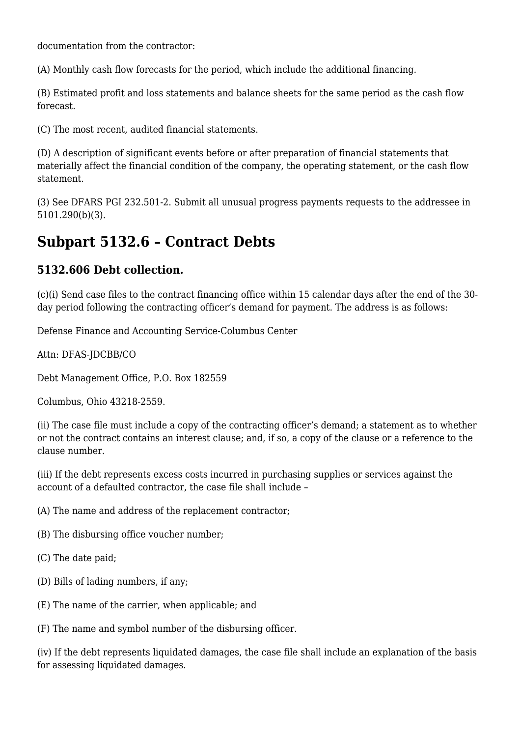documentation from the contractor:

(A) Monthly cash flow forecasts for the period, which include the additional financing.

(B) Estimated profit and loss statements and balance sheets for the same period as the cash flow forecast.

(C) The most recent, audited financial statements.

(D) A description of significant events before or after preparation of financial statements that materially affect the financial condition of the company, the operating statement, or the cash flow statement.

(3) See DFARS PGI 232.501-2. Submit all unusual progress payments requests to the addressee in 5101.290(b)(3).

## Subpart 5132.6 – Contract Debts

### 5132.606 Debt collection.

(c)(i) Send case files to the contract financing office within 15 calendar days after the end of the 30-day period following the contracting officer's demand for payment. The address is as follows:

Defense Finance and Accounting Service-Columbus Center

Attn: DFAS-JDCBB/CO

Debt Management Office, P.O. Box 182559

Columbus, Ohio 43218-2559.

(ii) The case file must include a copy of the contracting officer's demand; a statement as to whether or not the contract contains an interest clause; and, if so, a copy of the clause or a reference to the clause number.

(iii) If the debt represents excess costs incurred in purchasing supplies or services against the account of a defaulted contractor, the case file shall include –

(A) The name and address of the replacement contractor;

(B) The disbursing office voucher number;

(C) The date paid;

(D) Bills of lading numbers, if any;

(E) The name of the carrier, when applicable; and

(F) The name and symbol number of the disbursing officer.

(iv) If the debt represents liquidated damages, the case file shall include an explanation of the basis for assessing liquidated damages.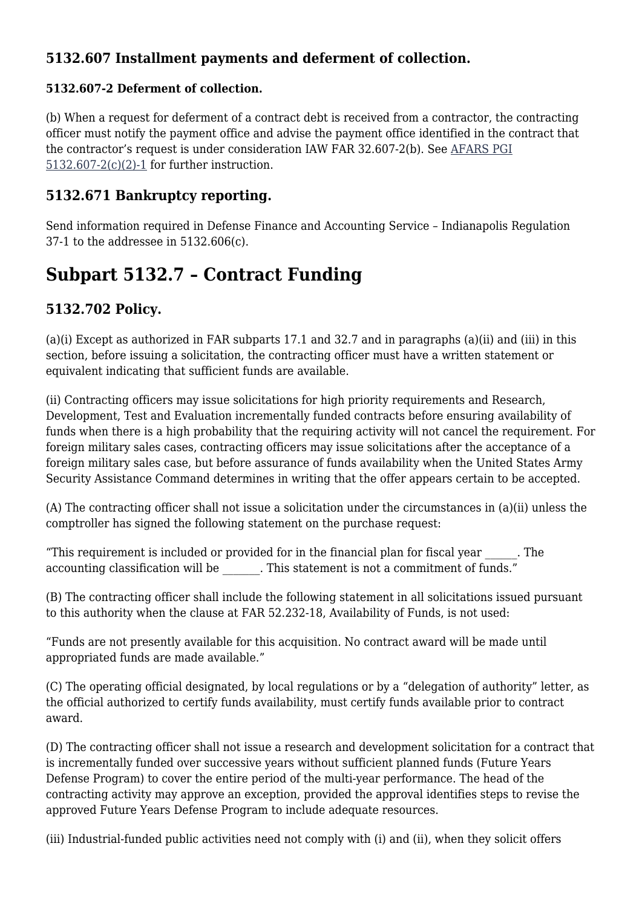### 5132.607 Installment payments and deferment of collection.

#### 5132.607-2 Deferment of collection.

(b) When a request for deferment of a contract debt is received from a contractor, the contracting officer must notify the payment office and advise the payment office identified in the contract that the contractor's request is under consideration IAW FAR 32.607-2(b). See AFARS PGI 5132.607-2(c)(2)-1 for further instruction.

### 5132.671 Bankruptcy reporting.

Send information required in Defense Finance and Accounting Service – Indianapolis Regulation 37-1 to the addressee in 5132.606(c).

## Subpart 5132.7 – Contract Funding

### 5132.702 Policy.

(a)(i) Except as authorized in FAR subparts 17.1 and 32.7 and in paragraphs (a)(ii) and (iii) in this section, before issuing a solicitation, the contracting officer must have a written statement or equivalent indicating that sufficient funds are available.

(ii) Contracting officers may issue solicitations for high priority requirements and Research, Development, Test and Evaluation incrementally funded contracts before ensuring availability of funds when there is a high probability that the requiring activity will not cancel the requirement. For foreign military sales cases, contracting officers may issue solicitations after the acceptance of a foreign military sales case, but before assurance of funds availability when the United States Army Security Assistance Command determines in writing that the offer appears certain to be accepted.

(A) The contracting officer shall not issue a solicitation under the circumstances in (a)(ii) unless the comptroller has signed the following statement on the purchase request:

"This requirement is included or provided for in the financial plan for fiscal year ______. The accounting classification will be _______. This statement is not a commitment of funds."

(B) The contracting officer shall include the following statement in all solicitations issued pursuant to this authority when the clause at FAR 52.232-18, Availability of Funds, is not used:

"Funds are not presently available for this acquisition. No contract award will be made until appropriated funds are made available."

(C) The operating official designated, by local regulations or by a "delegation of authority" letter, as the official authorized to certify funds availability, must certify funds available prior to contract award.

(D) The contracting officer shall not issue a research and development solicitation for a contract that is incrementally funded over successive years without sufficient planned funds (Future Years Defense Program) to cover the entire period of the multi-year performance. The head of the contracting activity may approve an exception, provided the approval identifies steps to revise the approved Future Years Defense Program to include adequate resources.

(iii) Industrial-funded public activities need not comply with (i) and (ii), when they solicit offers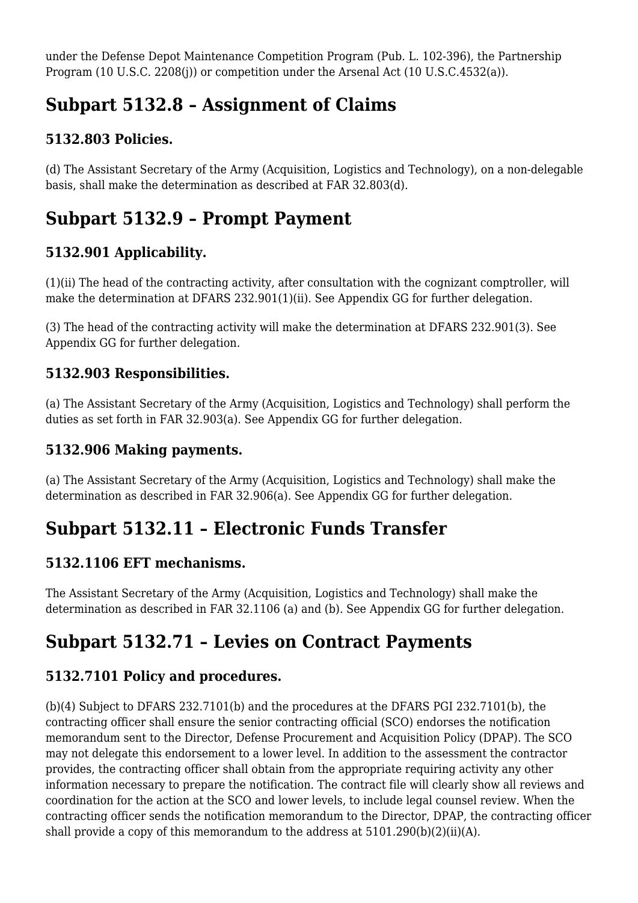under the Defense Depot Maintenance Competition Program (Pub. L. 102-396), the Partnership Program (10 U.S.C. 2208(j)) or competition under the Arsenal Act (10 U.S.C.4532(a)).

## Subpart 5132.8 – Assignment of Claims

### 5132.803 Policies.

(d) The Assistant Secretary of the Army (Acquisition, Logistics and Technology), on a non-delegable basis, shall make the determination as described at FAR 32.803(d).

## Subpart 5132.9 – Prompt Payment

### 5132.901 Applicability.

(1)(ii) The head of the contracting activity, after consultation with the cognizant comptroller, will make the determination at DFARS 232.901(1)(ii). See Appendix GG for further delegation.

(3) The head of the contracting activity will make the determination at DFARS 232.901(3). See Appendix GG for further delegation.

### 5132.903 Responsibilities.

(a) The Assistant Secretary of the Army (Acquisition, Logistics and Technology) shall perform the duties as set forth in FAR 32.903(a). See Appendix GG for further delegation.

### 5132.906 Making payments.

(a) The Assistant Secretary of the Army (Acquisition, Logistics and Technology) shall make the determination as described in FAR 32.906(a). See Appendix GG for further delegation.

## Subpart 5132.11 – Electronic Funds Transfer

### 5132.1106 EFT mechanisms.

The Assistant Secretary of the Army (Acquisition, Logistics and Technology) shall make the determination as described in FAR 32.1106 (a) and (b). See Appendix GG for further delegation.

## Subpart 5132.71 – Levies on Contract Payments

### 5132.7101 Policy and procedures.

(b)(4) Subject to DFARS 232.7101(b) and the procedures at the DFARS PGI 232.7101(b), the contracting officer shall ensure the senior contracting official (SCO) endorses the notification memorandum sent to the Director, Defense Procurement and Acquisition Policy (DPAP). The SCO may not delegate this endorsement to a lower level. In addition to the assessment the contractor provides, the contracting officer shall obtain from the appropriate requiring activity any other information necessary to prepare the notification. The contract file will clearly show all reviews and coordination for the action at the SCO and lower levels, to include legal counsel review. When the contracting officer sends the notification memorandum to the Director, DPAP, the contracting officer shall provide a copy of this memorandum to the address at 5101.290(b)(2)(ii)(A).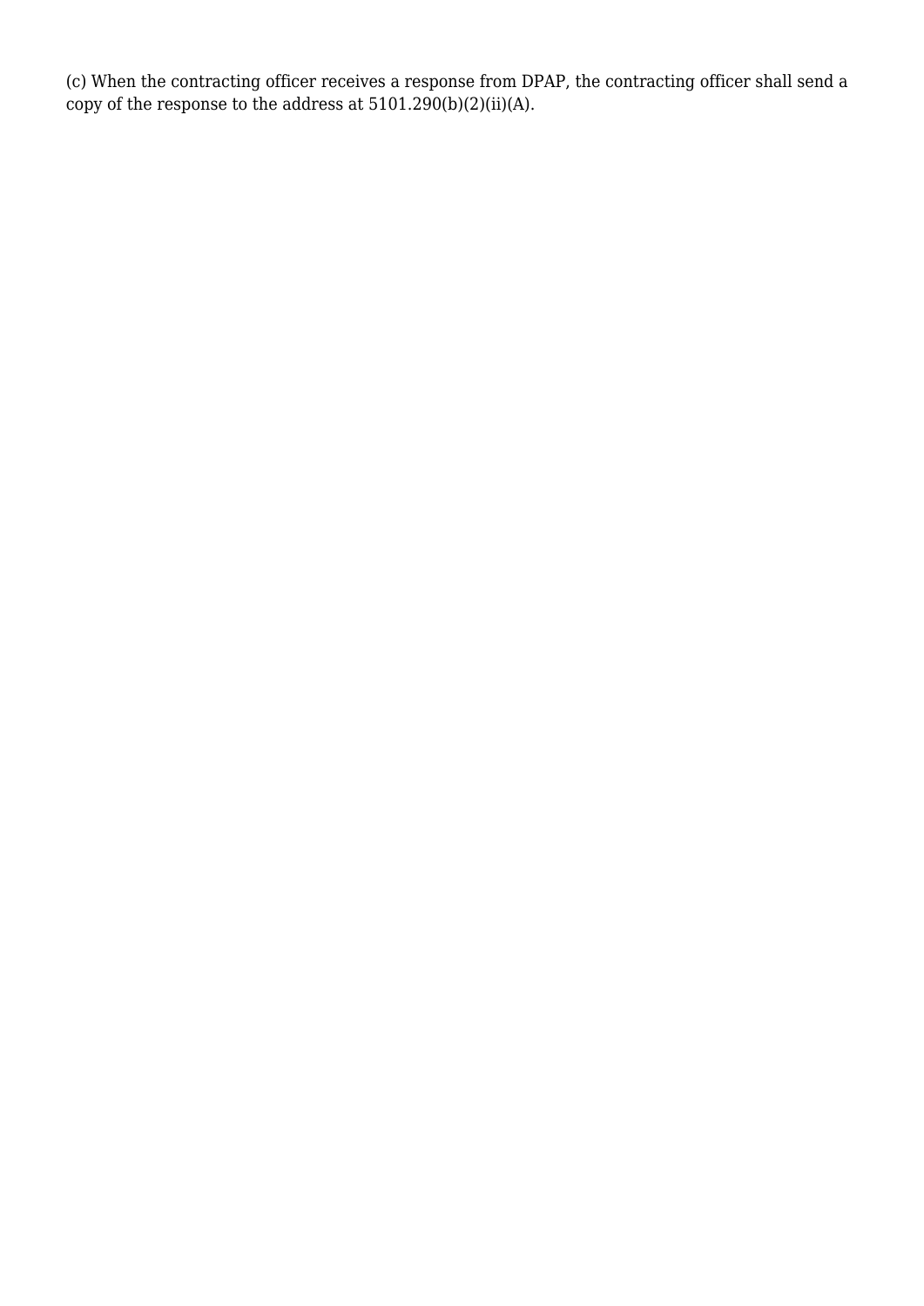(c) When the contracting officer receives a response from DPAP, the contracting officer shall send a copy of the response to the address at 5101.290(b)(2)(ii)(A).